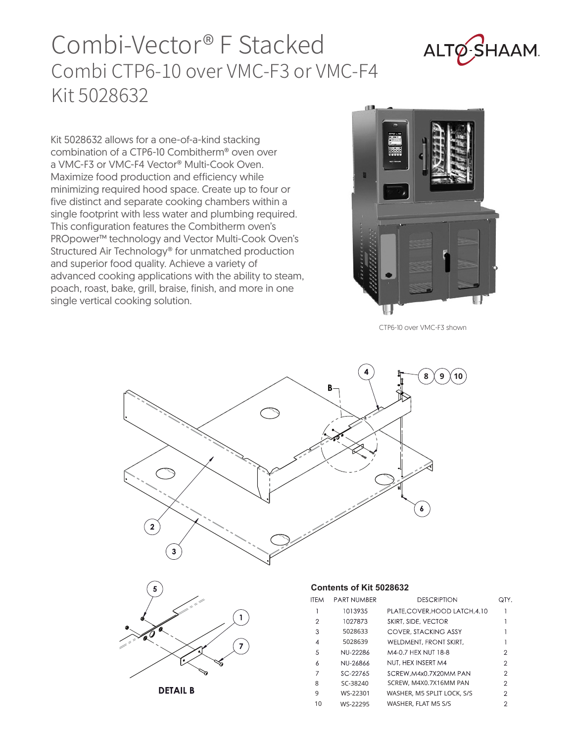# Combi-Vector® F Stacked

## Combi CTP6-10 over VMC-F3 or VMC-F4

## Kit 5028632

Kit 5028632 allows for a one-of-a-kind stacking combination of a CTP6-10 Combitherm® oven over a VMC-F3 or VMC-F4 Vector® Multi-Cook Oven. Maximize food production and efficiency while minimizing required hood space. Create up to four or five distinct and separate cooking chambers within a single footprint with less water and plumbing required. This configuration features the Combitherm oven's PROpower™ technology and Vector Multi-Cook Oven's Structured Air Technology® for unmatched production and superior food quality. Achieve a variety of advanced cooking applications with the ability to steam, poach, roast, bake, grill, braise, finish, and more in one single vertical cooking solution.

CTP6-10 over VMC-F3 shown

DETAIL B

**Contents of Kit 5028632**

| ITEM | PART NUMBER | DESCRIPTION | QTY. |
|---|---|---|---|
| 1 | 1013935 | PLATE,COVER,HOOD LATCH,4.10 | 1 |
| 2 | 1027873 | SKIRT, SIDE, VECTOR | 1 |
| 3 | 5028633 | COVER, STACKING ASSY | 1 |
| 4 | 5028639 | WELDMENT, FRONT SKIRT, | 1 |
| 5 | NU-22286 | M4-0.7 HEX NUT 18-8 | 2 |
| 6 | NU-26866 | NUT, HEX INSERT M4 | 2 |
| 7 | SC-22765 | SCREW,M4x0.7X20MM PAN | 2 |
| 8 | SC-38240 | SCREW, M4X0.7X16MM PAN | 2 |
| 9 | WS-22301 | WASHER, M5 SPLIT LOCK, S/S | 2 |
| 10 | WS-22295 | WASHER, FLAT M5 S/S | 2 |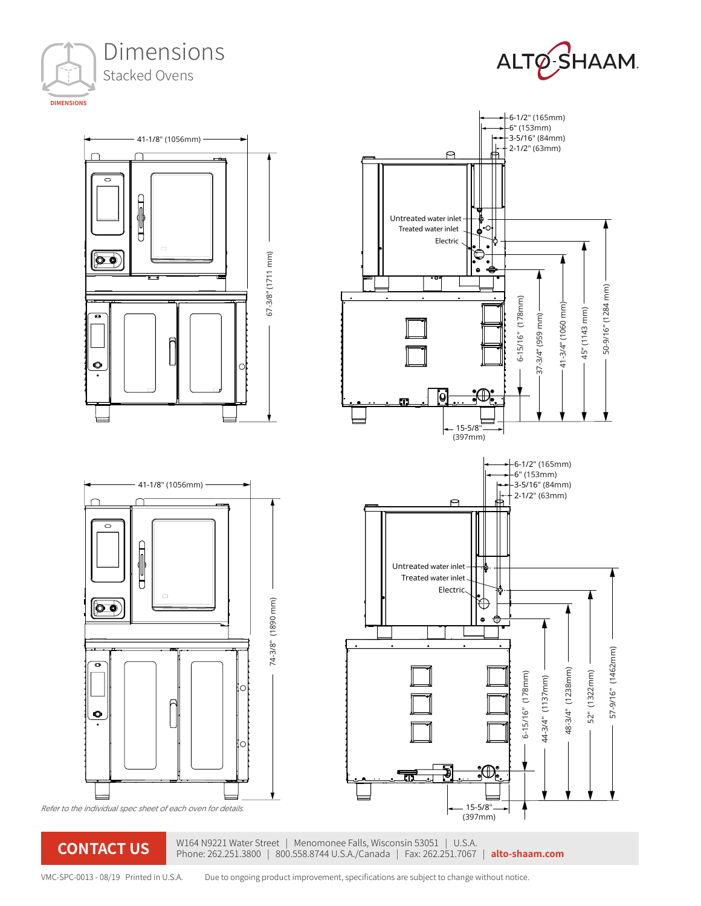# Dimensions

## Stacked Ovens

DIMENSIONS

ALTO-SHAAM.

41-1/8" (1056mm)

67-3/8" (1711 mm)

6-1/2" (165mm)
6" (153mm)
3-5/16" (84mm)
2-1/2" (63mm)

Untreated water inlet
Treated water inlet
Electric

6-15/16" (178mm)
37-3/4" (959 mm)
41-3/4" (1060 mm)
45" (1143 mm)
50-9/16" (1284 mm)

15-5/8"
(397mm)

41-1/8" (1056mm)

74-3/8" (1890 mm)

6-1/2" (165mm)
6" (153mm)
3-5/16" (84mm)
2-1/2" (63mm)

Untreated water inlet
Treated water inlet
Electric

6-15/16" (178mm)
44-3/4" (1137mm)
48-3/4" (1238mm)
52" (1322mm)
57-9/16" (1462mm)

15-5/8"
(397mm)

*Refer to the individual spec sheet of each oven for details.*

**CONTACT US**

W164 N9221 Water Street | Menomonee Falls, Wisconsin 53051 | U.S.A.
Phone: 262.251.3800 | 800.558.8744 U.S.A./Canada | Fax: 262.251.7067 | **alto-shaam.com**

VMC-SPC-0013 - 08/19 Printed in U.S.A. Due to ongoing product improvement, specifications are subject to change without notice.